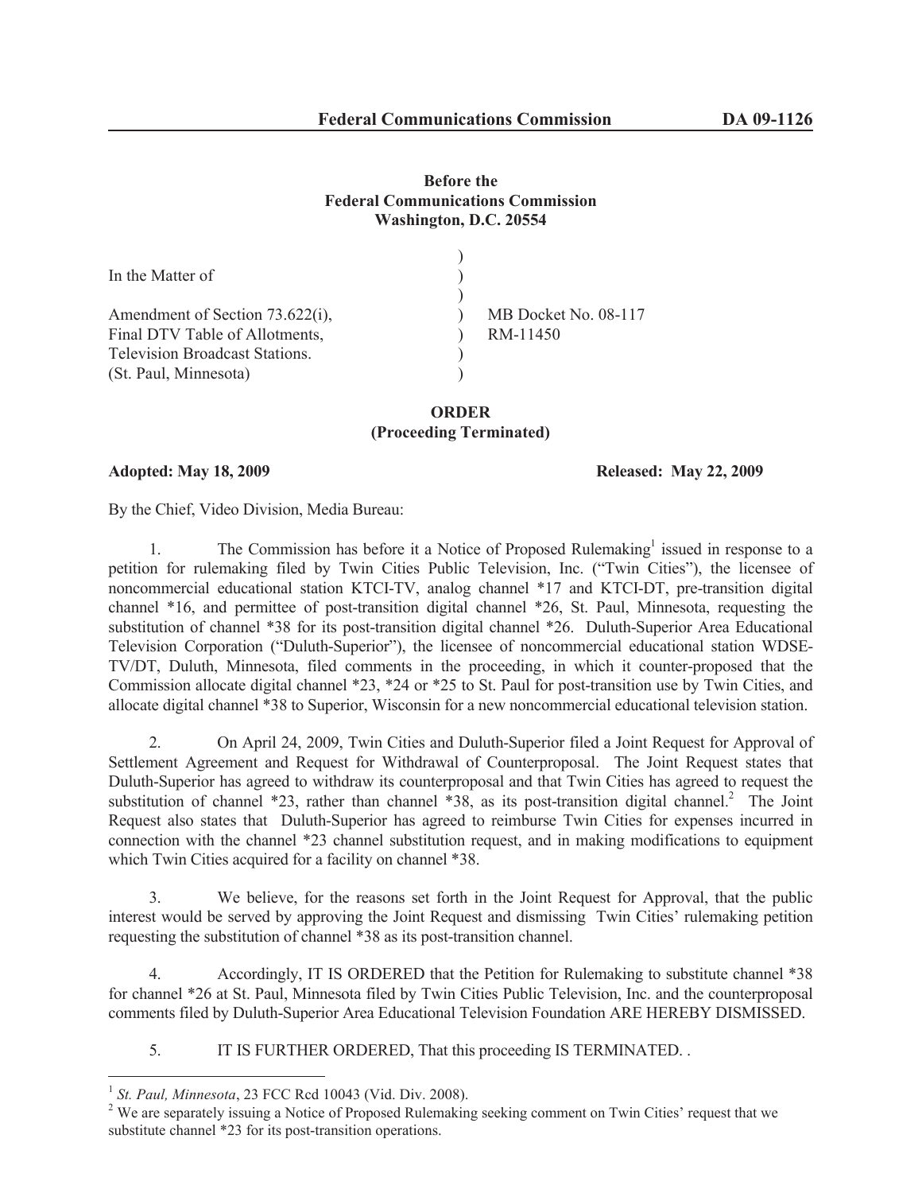**Before the**
**Federal Communications Commission**
**Washington, D.C. 20554**

| | | |
|---|---|---|
| In the Matter of | ) | |
| | ) | |
| Amendment of Section 73.622(i), | ) | MB Docket No. 08-117 |
| Final DTV Table of Allotments, | ) | RM-11450 |
| Television Broadcast Stations. | ) | |
| (St. Paul, Minnesota) | ) | |

**ORDER**
**(Proceeding Terminated)**

**Adopted: May 18, 2009** **Released: May 22, 2009**

By the Chief, Video Division, Media Bureau:

1. The Commission has before it a Notice of Proposed Rulemaking[1] issued in response to a petition for rulemaking filed by Twin Cities Public Television, Inc. ("Twin Cities"), the licensee of noncommercial educational station KTCI-TV, analog channel *17 and KTCI-DT, pre-transition digital channel *16, and permittee of post-transition digital channel *26, St. Paul, Minnesota, requesting the substitution of channel *38 for its post-transition digital channel *26. Duluth-Superior Area Educational Television Corporation ("Duluth-Superior"), the licensee of noncommercial educational station WDSE-TV/DT, Duluth, Minnesota, filed comments in the proceeding, in which it counter-proposed that the Commission allocate digital channel *23, *24 or *25 to St. Paul for post-transition use by Twin Cities, and allocate digital channel *38 to Superior, Wisconsin for a new noncommercial educational television station.

2. On April 24, 2009, Twin Cities and Duluth-Superior filed a Joint Request for Approval of Settlement Agreement and Request for Withdrawal of Counterproposal. The Joint Request states that Duluth-Superior has agreed to withdraw its counterproposal and that Twin Cities has agreed to request the substitution of channel *23, rather than channel *38, as its post-transition digital channel.[2] The Joint Request also states that Duluth-Superior has agreed to reimburse Twin Cities for expenses incurred in connection with the channel *23 channel substitution request, and in making modifications to equipment which Twin Cities acquired for a facility on channel *38.

3. We believe, for the reasons set forth in the Joint Request for Approval, that the public interest would be served by approving the Joint Request and dismissing Twin Cities' rulemaking petition requesting the substitution of channel *38 as its post-transition channel.

4. Accordingly, IT IS ORDERED that the Petition for Rulemaking to substitute channel *38 for channel *26 at St. Paul, Minnesota filed by Twin Cities Public Television, Inc. and the counterproposal comments filed by Duluth-Superior Area Educational Television Foundation ARE HEREBY DISMISSED.

5. IT IS FURTHER ORDERED, That this proceeding IS TERMINATED. .

---

[1] *St. Paul, Minnesota*, 23 FCC Rcd 10043 (Vid. Div. 2008).

[2] We are separately issuing a Notice of Proposed Rulemaking seeking comment on Twin Cities' request that we substitute channel *23 for its post-transition operations.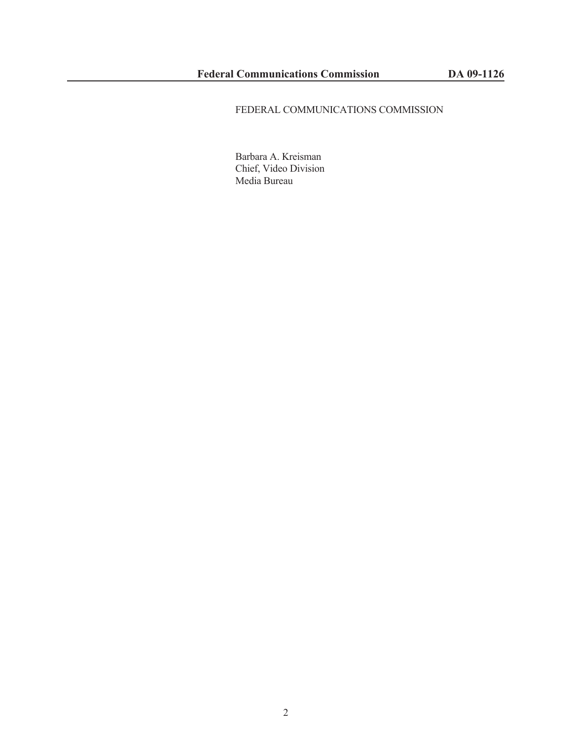FEDERAL COMMUNICATIONS COMMISSION

Barbara A. Kreisman
Chief, Video Division
Media Bureau